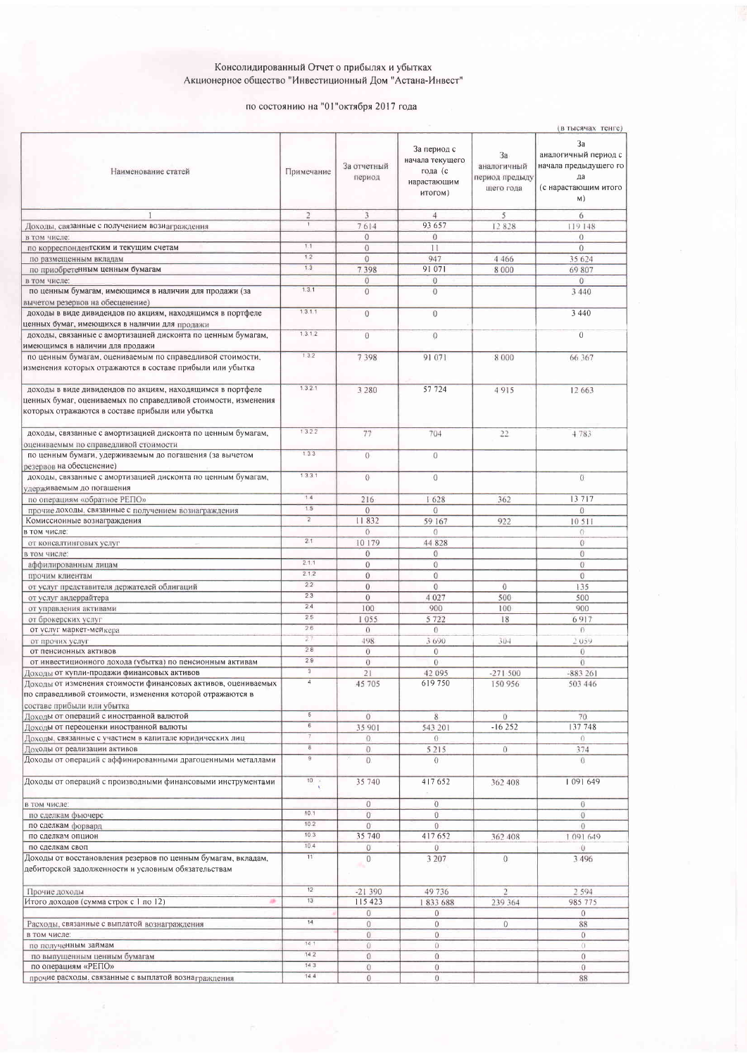# Консолидированный Отчет о прибылях и убытках
## Акционерное общество "Инвестиционный Дом "Астана-Инвест"

по состоянию на "01"октября 2017 года

(в тысячах тенге)

| Наименование статей | Примечание | За отчетный период | За период с начала текущего года (с нарастающим итогом) | За аналогичный период предыдущего года | За аналогичный период с начала предыдущего года (с нарастающим итогом) |
|---|---|---|---|---|---|
| 1 | 2 | 3 | 4 | 5 | 6 |
| Доходы, связанные с получением вознаграждения | 1 | 7 614 | 93 657 | 12 828 | 119 148 |
| в том числе: | | 0 | 0 | | 0 |
| по корреспондентским и текущим счетам | 1.1 | 0 | 11 | | 0 |
| по размещенным вкладам | 1.2 | 0 | 947 | 4 466 | 35 624 |
| по приобретенным ценным бумагам | 1.3 | 7 398 | 91 071 | 8 000 | 69 807 |
| в том числе: | | 0 | 0 | | 0 |
| по ценным бумагам, имеющимся в наличии для продажи (за вычетом резервов на обесценение) | 1.3.1 | 0 | 0 | | 3 440 |
| доходы в виде дивидендов по акциям, находящимся в портфеле ценных бумаг, имеющихся в наличии для продажи | 1.3.1.1 | 0 | 0 | | 3 440 |
| доходы, связанные с амортизацией дисконта по ценным бумагам, имеющимся в наличии для продажи | 1.3.1.2 | 0 | 0 | | 0 |
| по ценным бумагам, оцениваемым по справедливой стоимости, изменения которых отражаются в составе прибыли или убытка | 1.3.2 | 7 398 | 91 071 | 8 000 | 66 367 |
| доходы в виде дивидендов по акциям, находящимся в портфеле ценных бумаг, оцениваемых по справедливой стоимости, изменения которых отражаются в составе прибыли или убытка | 1.3.2.1 | 3 280 | 57 724 | 4 915 | 12 663 |
| доходы, связанные с амортизацией дисконта по ценным бумагам, оцениваемым по справедливой стоимости | 1.3.2.2 | 77 | 704 | 22 | 4 783 |
| по ценным бумаги, удерживаемым до погашения (за вычетом резервов на обесценение) | 1.3.3 | 0 | 0 | | |
| доходы, связанные с амортизацией дисконта по ценным бумагам, удерживаемым до погашения | 1.3.3.1 | 0 | 0 | | 0 |
| по операциям «обратное РЕПО» | 1.4 | 216 | 1 628 | 362 | 13 717 |
| прочие доходы, связанные с получением вознаграждения | 1.5 | 0 | 0 | | 0 |
| Комиссионные вознаграждения | 2 | 11 832 | 59 167 | 922 | 10 511 |
| в том числе: | | 0 | 0 | | 0 |
| от консалтинговых услуг | 2.1 | 10 179 | 44 828 | | 0 |
| в том числе: | | 0 | 0 | | 0 |
| аффилированным лицам | 2.1.1 | 0 | 0 | | 0 |
| прочим клиентам | 2.1.2 | 0 | 0 | | 0 |
| от услуг представителя держателей облигаций | 2.2 | 0 | 0 | 0 | 135 |
| от услуг андеррайтера | 2.3 | 0 | 4 027 | 500 | 500 |
| от управления активами | 2.4 | 100 | 900 | 100 | 900 |
| от брокерских услуг | 2.5 | 1 055 | 5 722 | 18 | 6 917 |
| от услуг маркет-мейкера | 2.6 | 0 | 0 | | 0 |
| от прочих услуг | 2.7 | 498 | 3 690 | 304 | 2 059 |
| от пенсионных активов | 2.8 | 0 | 0 | | 0 |
| от инвестиционного дохода (убытка) по пенсионным активам | 2.9 | 0 | 0 | | 0 |
| Доходы от купли-продажи финансовых активов | 3 | 21 | 42 095 | -271 500 | -883 261 |
| Доходы от изменения стоимости финансовых активов, оцениваемых по справедливой стоимости, изменения которой отражаются в составе прибыли или убытка | 4 | 45 705 | 619 750 | 150 956 | 503 446 |
| Доходы от операций с иностранной валютой | 5 | 0 | 8 | 0 | 70 |
| Доходы от переоценки иностранной валюты | 6 | 35 901 | 543 201 | -16 252 | 137 748 |
| Доходы, связанные с участием в капитале юридических лиц | 7 | 0 | 0 | | 0 |
| Доходы от реализации активов | 8 | 0 | 5 215 | 0 | 374 |
| Доходы от операций с аффинированными драгоценными металлами | 9 | 0 | 0 | | 0 |
| Доходы от операций с производными финансовыми инструментами | 10 | 35 740 | 417 652 | 362 408 | 1 091 649 |
| в том числе: | | 0 | 0 | | 0 |
| по сделкам фьючерс | 10.1 | 0 | 0 | | 0 |
| по сделкам форвард | 10.2 | 0 | 0 | | 0 |
| по сделкам опцион | 10.3 | 35 740 | 417 652 | 362 408 | 1 091 649 |
| по сделкам своп | 10.4 | 0 | 0 | | 0 |
| Доходы от восстановления резервов по ценным бумагам, вкладам, дебиторской задолженности и условным обязательствам | 11 | 0 | 3 207 | 0 | 3 496 |
| Прочие доходы | 12 | -21 390 | 49 736 | 2 | 2 594 |
| Итого доходов (сумма строк с 1 по 12) | 13 | 115 423 | 1 833 688 | 239 364 | 985 775 |
| | | 0 | 0 | | 0 |
| Расходы, связанные с выплатой вознаграждения | 14 | 0 | 0 | 0 | 88 |
| в том числе: | | 0 | 0 | | 0 |
| по полученным займам | 14.1 | 0 | 0 | | 0 |
| по выпущенным ценным бумагам | 14.2 | 0 | 0 | | 0 |
| по операциям «РЕПО» | 14.3 | 0 | 0 | | 0 |
| прочие расходы, связанные с выплатой вознаграждения | 14.4 | 0 | 0 | | 88 |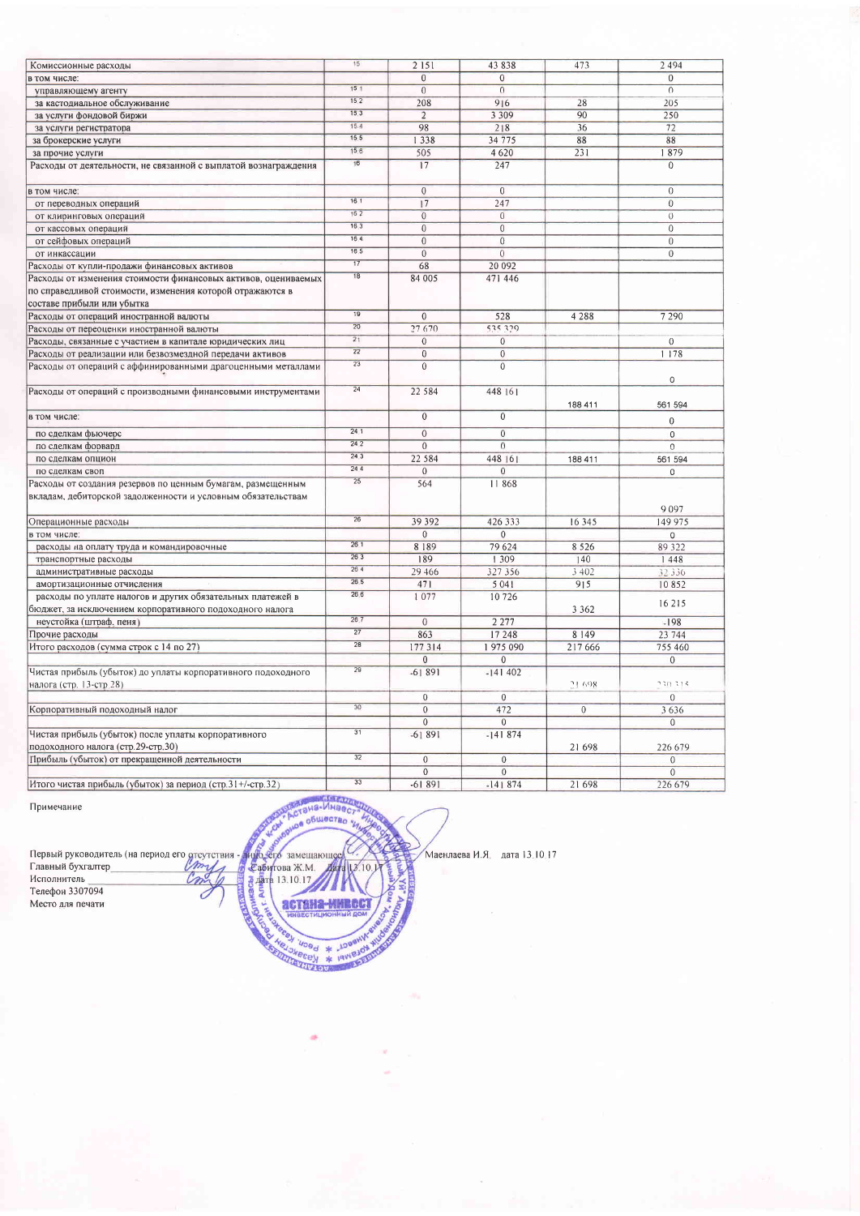| Комиссионные расходы | 15 | 2 151 | 43 838 | 473 | 2 494 |
|---|---|---|---|---|---|
| в том числе: | | 0 | 0 | | 0 |
| управляющему агенту | 15 1 | 0 | 0 | | 0 |
| за кастодиальное обслуживание | 15 2 | 208 | 916 | 28 | 205 |
| за услуги фондовой биржи | 15 3 | 2 | 3 309 | 90 | 250 |
| за услуги регистратора | 15 4 | 98 | 218 | 36 | 72 |
| за брокерские услуги | 15 5 | 1 338 | 34 775 | 88 | 88 |
| за прочие услуги | 15 6 | 505 | 4 620 | 231 | 1 879 |
| Расходы от деятельности, не связанной с выплатой вознаграждения | 16 | 17 | 247 | | 0 |
| в том числе: | | 0 | 0 | | 0 |
| от переводных операций | 16 1 | 17 | 247 | | 0 |
| от клиринговых операций | 16 2 | 0 | 0 | | 0 |
| от кассовых операций | 16 3 | 0 | 0 | | 0 |
| от сейфовых операций | 16 4 | 0 | 0 | | 0 |
| от инкассации | 16 5 | 0 | 0 | | 0 |
| Расходы от купли-продажи финансовых активов | 17 | 68 | 20 092 | | |
| Расходы от изменения стоимости финансовых активов, оцениваемых по справедливой стоимости, изменения которой отражаются в составе прибыли или убытка | 18 | 84 005 | 471 446 | | |
| Расходы от операций иностранной валюты | 19 | 0 | 528 | 4 288 | 7 290 |
| Расходы от переоценки иностранной валюты | 20 | 27 670 | 535 329 | | |
| Расходы, связанные с участием в капитале юридических лиц | 21 | 0 | 0 | | 0 |
| Расходы от реализации или безвозмездной передачи активов | 22 | 0 | 0 | | 1 178 |
| Расходы от операций с аффинированными драгоценными металлами | 23 | 0 | 0 | | 0 |
| Расходы от операций с производными финансовыми инструментами | 24 | 22 584 | 448 161 | 188 411 | 561 594 |
| в том числе: | | 0 | 0 | | 0 |
| по сделкам фьючерс | 24 1 | 0 | 0 | | 0 |
| по сделкам форвард | 24 2 | 0 | 0 | | 0 |
| по сделкам опцион | 24 3 | 22 584 | 448 161 | 188 411 | 561 594 |
| по сделкам своп | 24 4 | 0 | 0 | | 0 |
| Расходы от создания резервов по ценным бумагам, размещенным вкладам, дебиторской задолженности и условным обязательствам | 25 | 564 | 11 868 | | 9 097 |
| Операционные расходы | 26 | 39 392 | 426 333 | 16 345 | 149 975 |
| в том числе: | | 0 | 0 | | 0 |
| расходы на оплату труда и командировочные | 26 1 | 8 189 | 79 624 | 8 526 | 89 322 |
| транспортные расходы | 26 3 | 189 | 1 309 | 140 | 1 448 |
| административные расходы | 26 4 | 29 466 | 327 356 | 3 402 | 32 336 |
| амортизационные отчисления | 26 5 | 471 | 5 041 | 915 | 10 852 |
| расходы по уплате налогов и других обязательных платежей в бюджет, за исключением корпоративного подоходного налога | 26 6 | 1 077 | 10 726 | 3 362 | 16 215 |
| неустойка (штраф, пеня) | 26 7 | 0 | 2 277 | | -198 |
| Прочие расходы | 27 | 863 | 17 248 | 8 149 | 23 744 |
| Итого расходов (сумма строк с 14 по 27) | 28 | 177 314 | 1 975 090 | 217 666 | 755 460 |
| | | 0 | 0 | | 0 |
| Чистая прибыль (убыток) до уплаты корпоративного подоходного налога (стр. 13-стр 28) | 29 | -61 891 | -141 402 | 21 698 | 230 315 |
| | | 0 | 0 | | 0 |
| Корпоративный подоходный налог | 30 | 0 | 472 | 0 | 3 636 |
| | | 0 | 0 | | 0 |
| Чистая прибыль (убыток) после уплаты корпоративного подоходного налога (стр.29-стр.30) | 31 | -61 891 | -141 874 | 21 698 | 226 679 |
| Прибыль (убыток) от прекращенной деятельности | 32 | 0 | 0 | | 0 |
| | | 0 | 0 | | 0 |
| Итого чистая прибыль (убыток) за период (стр.31+/-стр.32) | 33 | -61 891 | -141 874 | 21 698 | 226 679 |

Примечание

Первый руководитель (на период его отсутствия - лицо его замещающее) Маенлаева И.Я. дата 13.10.17
Главный бухгалтер Сабитова Ж.М. Дата 13.10.17
Исполнитель дата 13.10.17
Телефон 3307094
Место для печати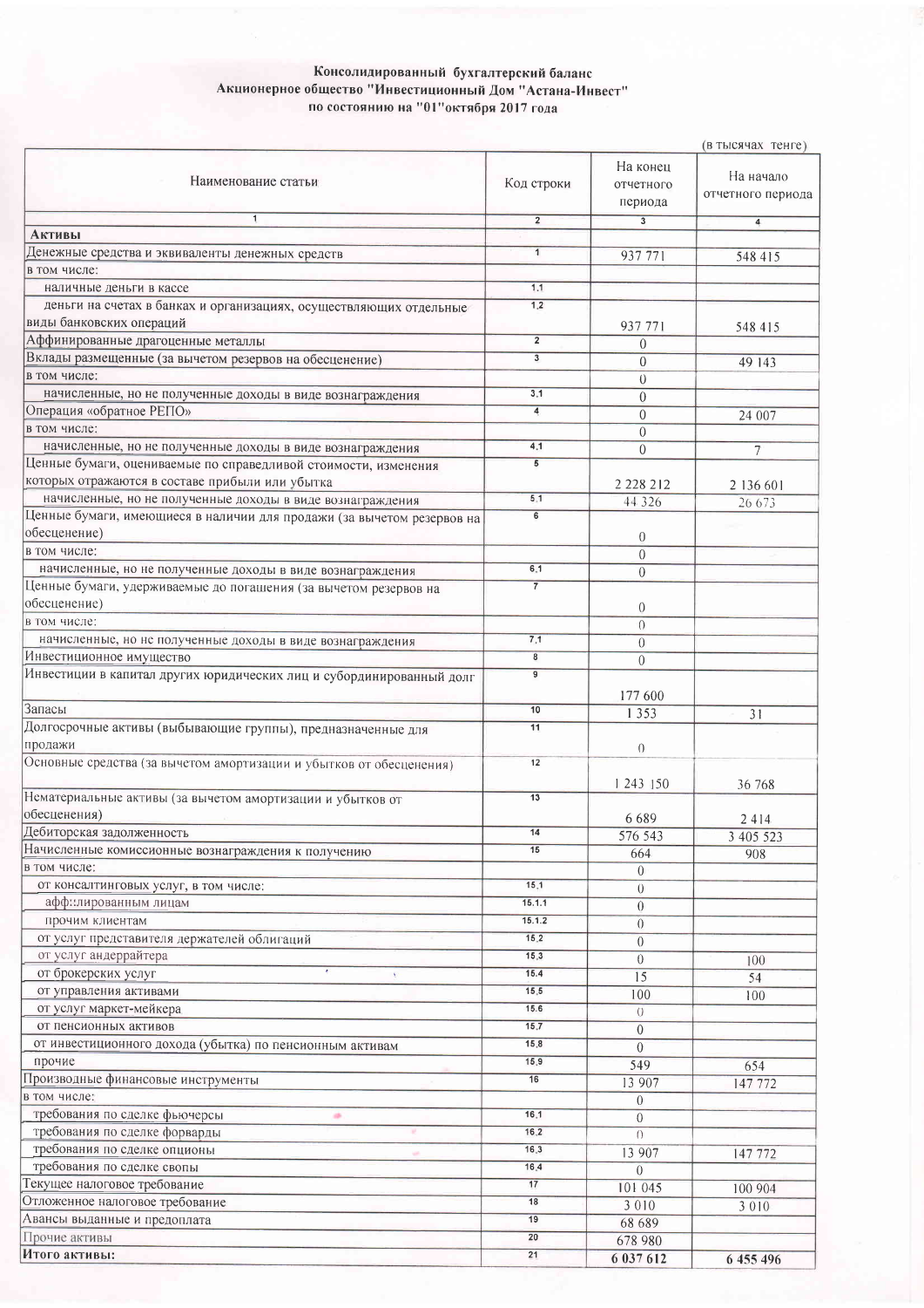**Консолидированный бухгалтерский баланс**
**Акционерное общество "Инвестиционный Дом "Астана-Инвест"**
**по состоянию на "01"октября 2017 года**

(в тысячах тенге)

| Наименование статьи | Код строки | На конец отчетного периода | На начало отчетного периода |
|---|---|---|---|
| 1 | 2 | 3 | 4 |
| **Активы** | | | |
| Денежные средства и эквиваленты денежных средств | 1 | 937 771 | 548 415 |
| в том числе: | | | |
| наличные деньги в кассе | 1,1 | | |
| деньги на счетах в банках и организациях, осуществляющих отдельные виды банковских операций | 1,2 | 937 771 | 548 415 |
| Аффинированные драгоценные металлы | 2 | 0 | |
| Вклады размещенные (за вычетом резервов на обесценение) | 3 | 0 | 49 143 |
| в том числе: | | 0 | |
| начисленные, но не полученные доходы в виде вознаграждения | 3,1 | 0 | |
| Операция «обратное РЕПО» | 4 | 0 | 24 007 |
| в том числе: | | 0 | |
| начисленные, но не полученные доходы в виде вознаграждения | 4,1 | 0 | 7 |
| Ценные бумаги, оцениваемые по справедливой стоимости, изменения которых отражаются в составе прибыли или убытка | 5 | 2 228 212 | 2 136 601 |
| начисленные, но не полученные доходы в виде вознаграждения | 5,1 | 44 326 | 26 673 |
| Ценные бумаги, имеющиеся в наличии для продажи (за вычетом резервов на обесценение) | 6 | 0 | |
| в том числе: | | 0 | |
| начисленные, но не полученные доходы в виде вознаграждения | 6,1 | 0 | |
| Ценные бумаги, удерживаемые до погашения (за вычетом резервов на обесценение) | 7 | 0 | |
| в том числе: | | 0 | |
| начисленные, но не полученные доходы в виде вознаграждения | 7,1 | 0 | |
| Инвестиционное имущество | 8 | 0 | |
| Инвестиции в капитал других юридических лиц и субординированный долг | 9 | 177 600 | |
| Запасы | 10 | 1 353 | 31 |
| Долгосрочные активы (выбывающие группы), предназначенные для продажи | 11 | 0 | |
| Основные средства (за вычетом амортизации и убытков от обесценения) | 12 | 1 243 150 | 36 768 |
| Нематериальные активы (за вычетом амортизации и убытков от обесценения) | 13 | 6 689 | 2 414 |
| Дебиторская задолженность | 14 | 576 543 | 3 405 523 |
| Начисленные комиссионные вознаграждения к получению | 15 | 664 | 908 |
| в том числе: | | 0 | |
| от консалтинговых услуг, в том числе: | 15,1 | 0 | |
| аффилированным лицам | 15.1.1 | 0 | |
| прочим клиентам | 15.1.2 | 0 | |
| от услуг представителя держателей облигаций | 15,2 | 0 | |
| от услуг андеррайтера | 15,3 | 0 | 100 |
| от брокерских услуг | 15.4 | 15 | 54 |
| от управления активами | 15,5 | 100 | 100 |
| от услуг маркет-мейкера | 15.6 | 0 | |
| от пенсионных активов | 15,7 | 0 | |
| от инвестиционного дохода (убытка) по пенсионным активам | 15,8 | 0 | |
| прочие | 15,9 | 549 | 654 |
| Производные финансовые инструменты | 16 | 13 907 | 147 772 |
| в том числе: | | 0 | |
| требования по сделке фьючерсы | 16,1 | 0 | |
| требования по сделке форварды | 16,2 | 0 | |
| требования по сделке опционы | 16,3 | 13 907 | 147 772 |
| требования по сделке свопы | 16,4 | 0 | |
| Текущее налоговое требование | 17 | 101 045 | 100 904 |
| Отложенное налоговое требование | 18 | 3 010 | 3 010 |
| Авансы выданные и предоплата | 19 | 68 689 | |
| Прочие активы | 20 | 678 980 | |
| **Итого активы:** | 21 | **6 037 612** | **6 455 496** |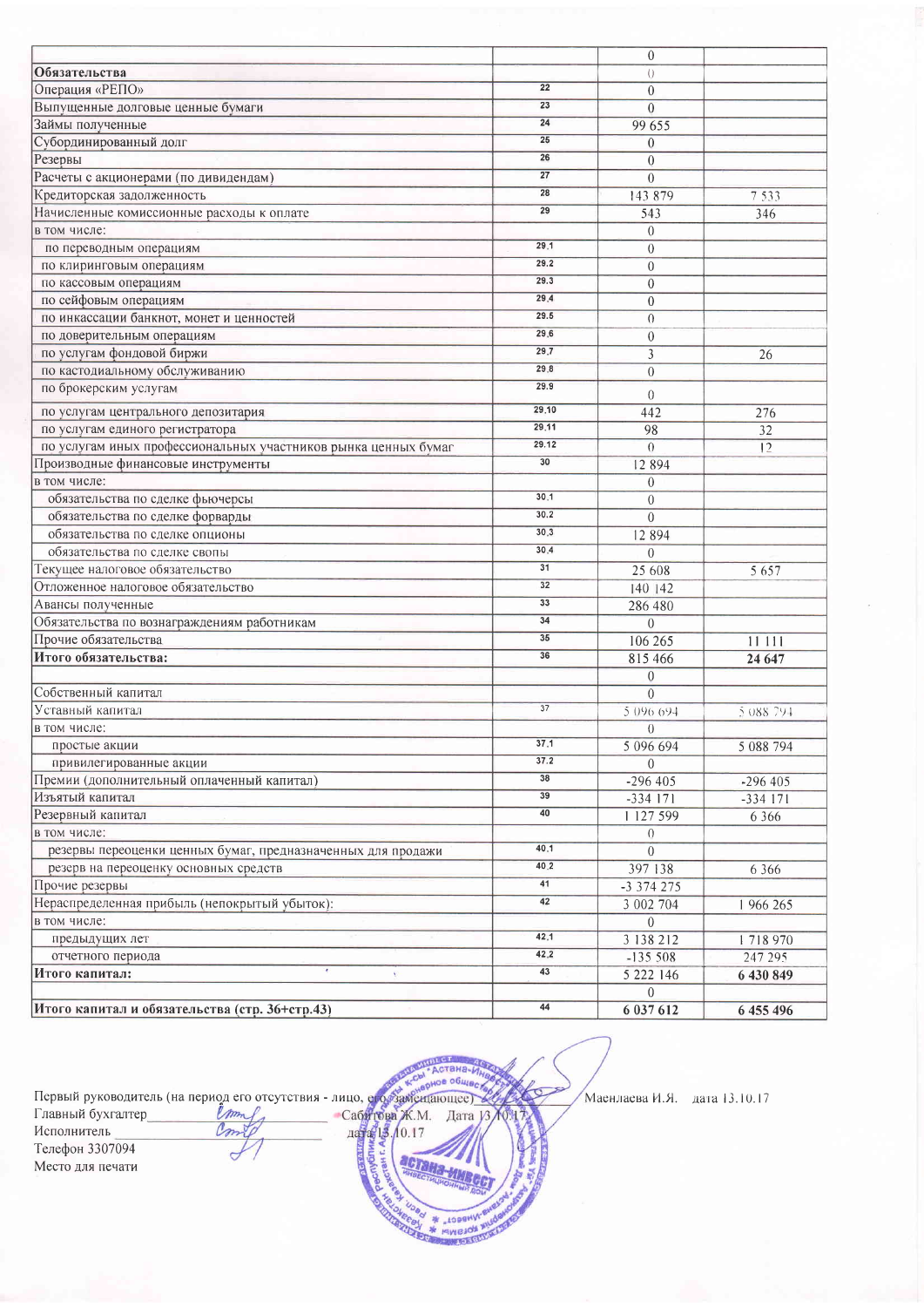| | | | |
|---|---|---|---|
| | | 0 | |
| **Обязательства** | | 0 | |
| Операция «РЕПО» | 22 | 0 | |
| Выпущенные долговые ценные бумаги | 23 | 0 | |
| Займы полученные | 24 | 99 655 | |
| Субординированный долг | 25 | 0 | |
| Резервы | 26 | 0 | |
| Расчеты с акционерами (по дивидендам) | 27 | 0 | |
| Кредиторская задолженность | 28 | 143 879 | 7 533 |
| Начисленные комиссионные расходы к оплате | 29 | 543 | 346 |
| в том числе: | | 0 | |
| по переводным операциям | 29.1 | 0 | |
| по клиринговым операциям | 29.2 | 0 | |
| по кассовым операциям | 29.3 | 0 | |
| по сейфовым операциям | 29.4 | 0 | |
| по инкассации банкнот, монет и ценностей | 29.5 | 0 | |
| по доверительным операциям | 29.6 | 0 | |
| по услугам фондовой биржи | 29.7 | 3 | 26 |
| по кастодиальному обслуживанию | 29.8 | 0 | |
| по брокерским услугам | 29.9 | 0 | |
| по услугам центрального депозитария | 29.10 | 442 | 276 |
| по услугам единого регистратора | 29.11 | 98 | 32 |
| по услугам иных профессиональных участников рынка ценных бумаг | 29.12 | 0 | 12 |
| Производные финансовые инструменты | 30 | 12 894 | |
| в том числе: | | 0 | |
| обязательства по сделке фьючерсы | 30.1 | 0 | |
| обязательства по сделке форварды | 30.2 | 0 | |
| обязательства по сделке опционы | 30.3 | 12 894 | |
| обязательства по сделке свопы | 30.4 | 0 | |
| Текущее налоговое обязательство | 31 | 25 608 | 5 657 |
| Отложенное налоговое обязательство | 32 | 140 142 | |
| Авансы полученные | 33 | 286 480 | |
| Обязательства по вознаграждениям работникам | 34 | 0 | |
| Прочие обязательства | 35 | 106 265 | 11 111 |
| **Итого обязательства:** | 36 | **815 466** | **24 647** |
| | | 0 | |
| Собственный капитал | | 0 | |
| Уставный капитал | 37 | 5 096 694 | 5 088 794 |
| в том числе: | | 0 | |
| простые акции | 37.1 | 5 096 694 | 5 088 794 |
| привилегированные акции | 37.2 | 0 | |
| Премии (дополнительный оплаченный капитал) | 38 | -296 405 | -296 405 |
| Изъятый капитал | 39 | -334 171 | -334 171 |
| Резервный капитал | 40 | 1 127 599 | 6 366 |
| в том числе: | | 0 | |
| резервы переоценки ценных бумаг, предназначенных для продажи | 40.1 | 0 | |
| резерв на переоценку основных средств | 40.2 | 397 138 | 6 366 |
| Прочие резервы | 41 | -3 374 275 | |
| Нераспределенная прибыль (непокрытый убыток): | 42 | 3 002 704 | 1 966 265 |
| в том числе: | | 0 | |
| предыдущих лет | 42.1 | 3 138 212 | 1 718 970 |
| отчетного периода | 42.2 | -135 508 | 247 295 |
| **Итого капитал:** | 43 | 5 222 146 | **6 430 849** |
| | | 0 | |
| **Итого капитал и обязательства (стр. 36+стр.43)** | 44 | **6 037 612** | **6 455 496** |

Первый руководитель (на период его отсутствия - лицо, его замещающее) _______ Масилаева И.Я. дата 13.10.17

Главный бухгалтер _______ Сабитова Ж.М. Дата 13.10.17

Исполнитель _______ дата 13.10.17

Телефон 3307094

Место для печати